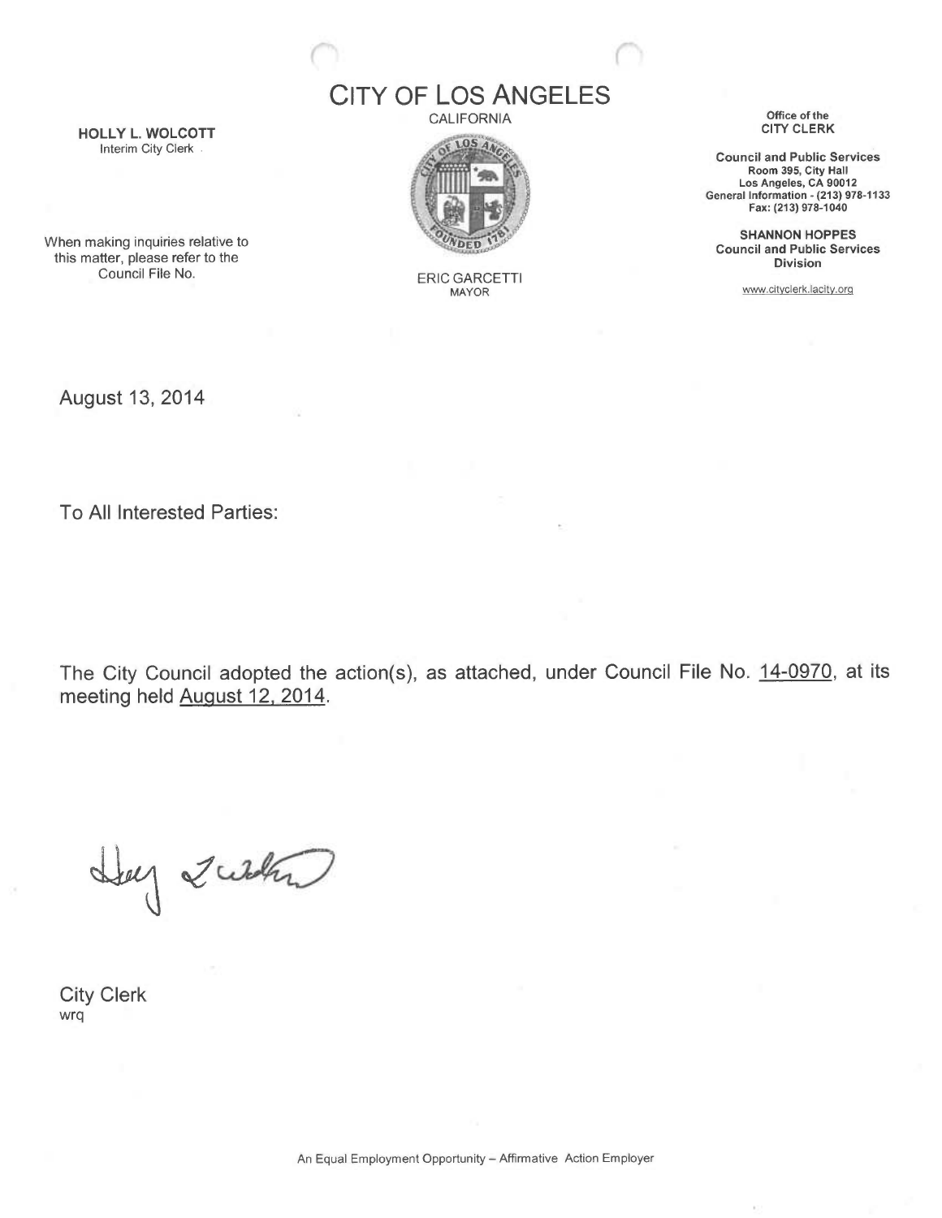# CITY OF LOS ANGELES

CALIFORNIA

ERIC GARCETTI
MAYOR

**HOLLY L. WOLCOTT**
Interim City Clerk

When making inquiries relative to this matter, please refer to the Council File No.

Office of the
**CITY CLERK**

**Council and Public Services**
**Room 395, City Hall**
**Los Angeles, CA 90012**
**General Information - (213) 978-1133**
**Fax: (213) 978-1040**

**SHANNON HOPPES**
**Council and Public Services Division**

www.cityclerk.lacity.org

August 13, 2014

To All Interested Parties:

The City Council adopted the action(s), as attached, under Council File No. 14-0970, at its meeting held August 12, 2014.

City Clerk
wrq

An Equal Employment Opportunity – Affirmative Action Employer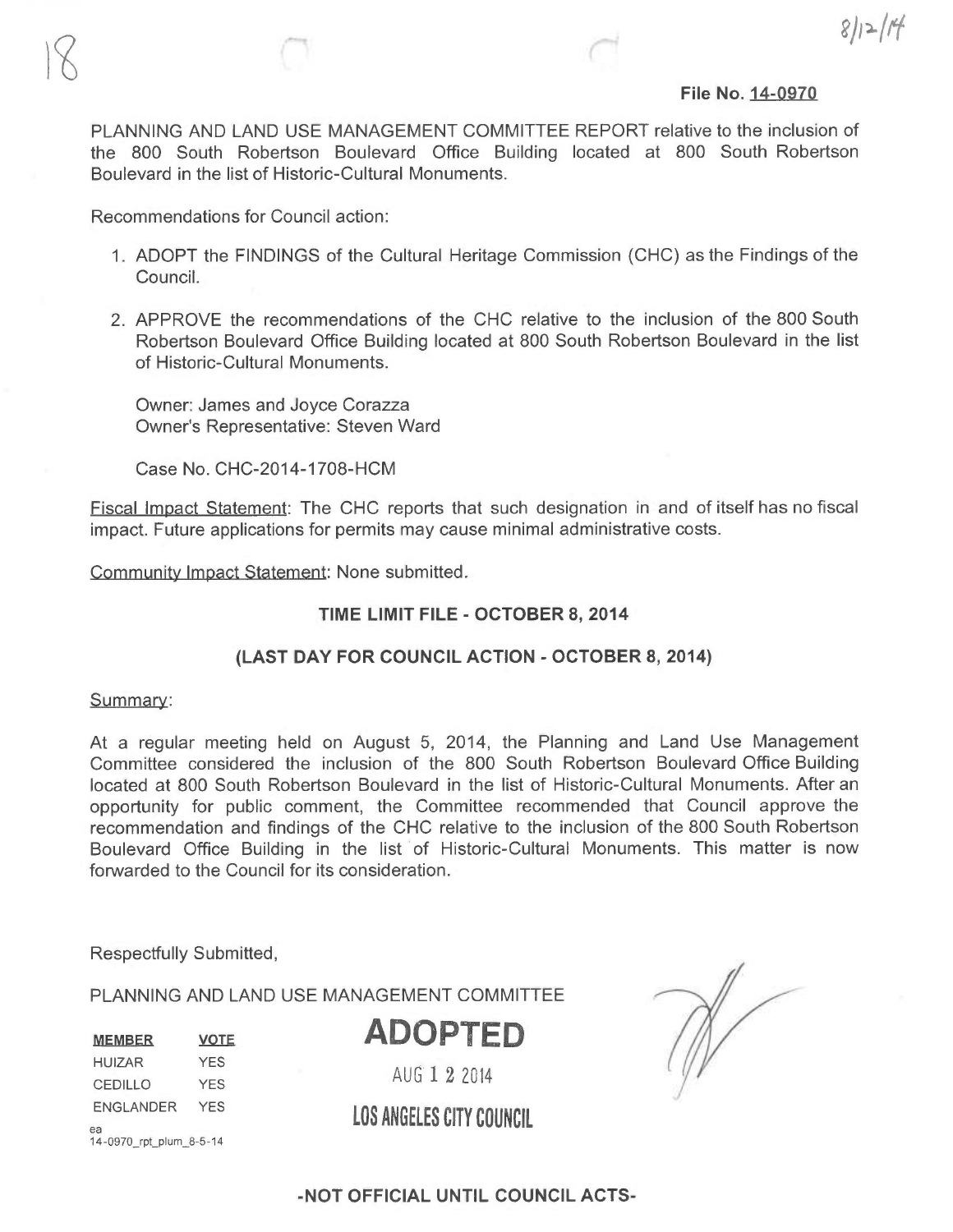18

8/12/14

**File No. 14-0970**

PLANNING AND LAND USE MANAGEMENT COMMITTEE REPORT relative to the inclusion of the 800 South Robertson Boulevard Office Building located at 800 South Robertson Boulevard in the list of Historic-Cultural Monuments.

Recommendations for Council action:

1. ADOPT the FINDINGS of the Cultural Heritage Commission (CHC) as the Findings of the Council.
2. APPROVE the recommendations of the CHC relative to the inclusion of the 800 South Robertson Boulevard Office Building located at 800 South Robertson Boulevard in the list of Historic-Cultural Monuments.

   Owner: James and Joyce Corazza
   Owner's Representative: Steven Ward

   Case No. CHC-2014-1708-HCM

Fiscal Impact Statement: The CHC reports that such designation in and of itself has no fiscal impact. Future applications for permits may cause minimal administrative costs.

Community Impact Statement: None submitted.

**TIME LIMIT FILE - OCTOBER 8, 2014**

**(LAST DAY FOR COUNCIL ACTION - OCTOBER 8, 2014)**

Summary:

At a regular meeting held on August 5, 2014, the Planning and Land Use Management Committee considered the inclusion of the 800 South Robertson Boulevard Office Building located at 800 South Robertson Boulevard in the list of Historic-Cultural Monuments. After an opportunity for public comment, the Committee recommended that Council approve the recommendation and findings of the CHC relative to the inclusion of the 800 South Robertson Boulevard Office Building in the list of Historic-Cultural Monuments. This matter is now forwarded to the Council for its consideration.

Respectfully Submitted,

PLANNING AND LAND USE MANAGEMENT COMMITTEE

| MEMBER | VOTE |
| --- | --- |
| HUIZAR | YES |
| CEDILLO | YES |
| ENGLANDER | YES |

**ADOPTED**

AUG 12 2014

**LOS ANGELES CITY COUNCIL**

ea
14-0970_rpt_plum_8-5-14

**-NOT OFFICIAL UNTIL COUNCIL ACTS-**